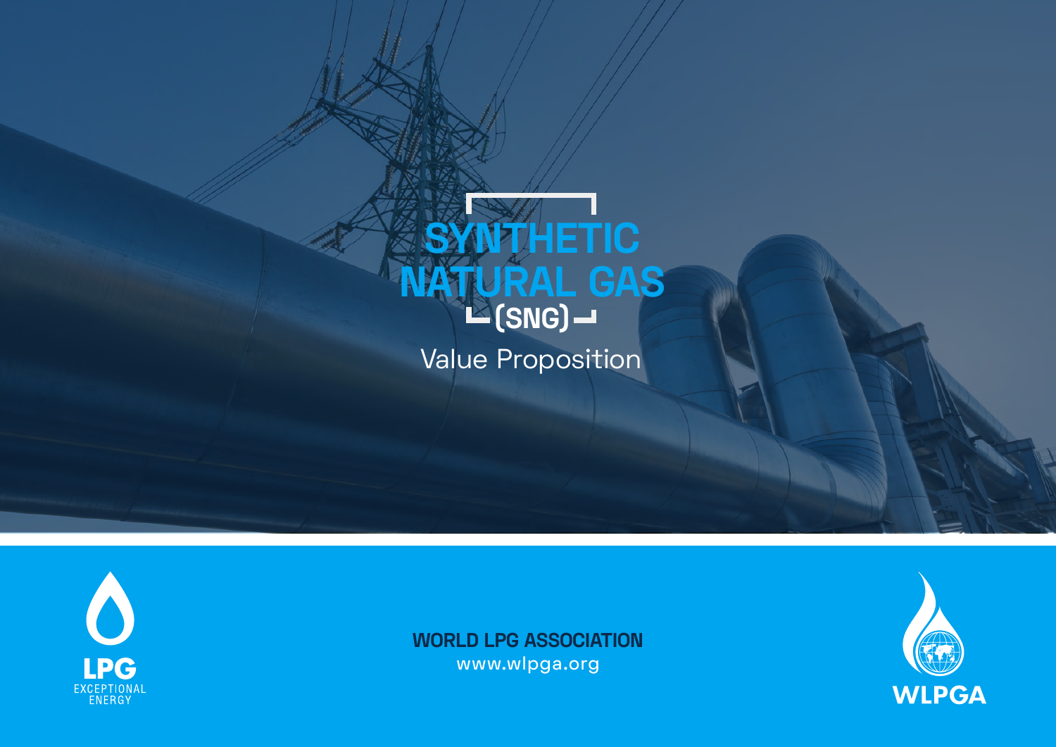# SYNTHETIC NATURAL GAS (SNG)

## Value Proposition

LPG EXCEPTIONAL ENERGY

**WORLD LPG ASSOCIATION**
www.wlpga.org

WLPGA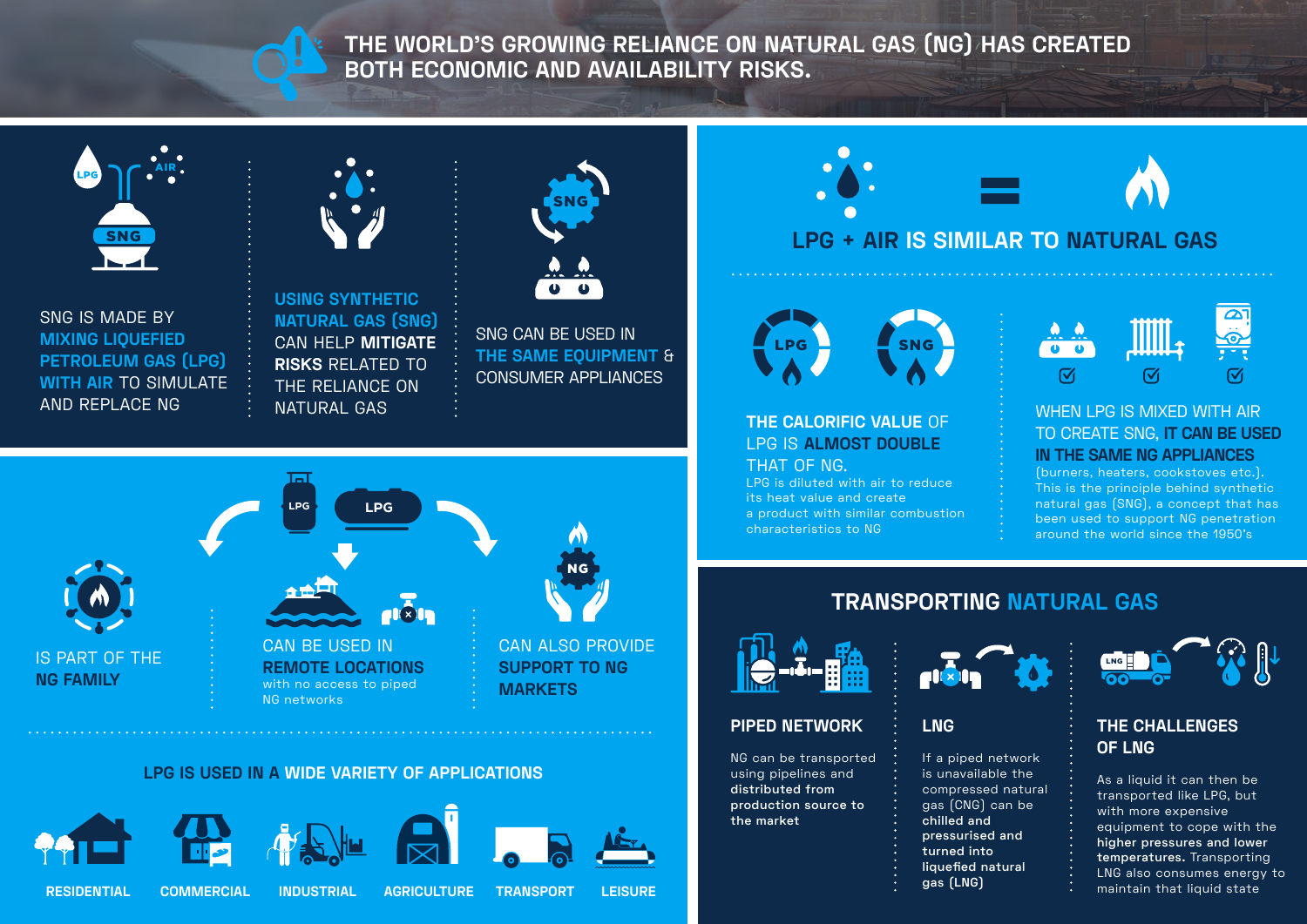# THE WORLD'S GROWING RELIANCE ON NATURAL GAS (NG) HAS CREATED BOTH ECONOMIC AND AVAILABILITY RISKS.

SNG IS MADE BY **MIXING LIQUEFIED PETROLEUM GAS (LPG) WITH AIR** TO SIMULATE AND REPLACE NG

**USING SYNTHETIC NATURAL GAS (SNG)** CAN HELP **MITIGATE RISKS** RELATED TO THE RELIANCE ON NATURAL GAS

SNG CAN BE USED IN **THE SAME EQUIPMENT** & CONSUMER APPLIANCES

## LPG + AIR IS SIMILAR TO NATURAL GAS

**THE CALORIFIC VALUE** OF LPG IS **ALMOST DOUBLE** THAT OF NG.

LPG is diluted with air to reduce its heat value and create a product with similar combustion characteristics to NG

WHEN LPG IS MIXED WITH AIR TO CREATE SNG, **IT CAN BE USED IN THE SAME NG APPLIANCES**

(burners, heaters, cookstoves etc.). This is the principle behind synthetic natural gas (SNG), a concept that has been used to support NG penetration around the world since the 1950's

IS PART OF THE **NG FAMILY**

CAN BE USED IN **REMOTE LOCATIONS**

with no access to piped NG networks

CAN ALSO PROVIDE **SUPPORT TO NG MARKETS**

## LPG IS USED IN A WIDE VARIETY OF APPLICATIONS

RESIDENTIAL · COMMERCIAL · INDUSTRIAL · AGRICULTURE · TRANSPORT · LEISURE

## TRANSPORTING NATURAL GAS

### PIPED NETWORK

NG can be transported using pipelines and **distributed from production source to the market**

### LNG

If a piped network is unavailable the compressed natural gas (CNG) can be **chilled and pressurised and turned into liquefied natural gas (LNG)**

### THE CHALLENGES OF LNG

As a liquid it can then be transported like LPG, but with more expensive equipment to cope with the **higher pressures and lower temperatures.** Transporting LNG also consumes energy to maintain that liquid state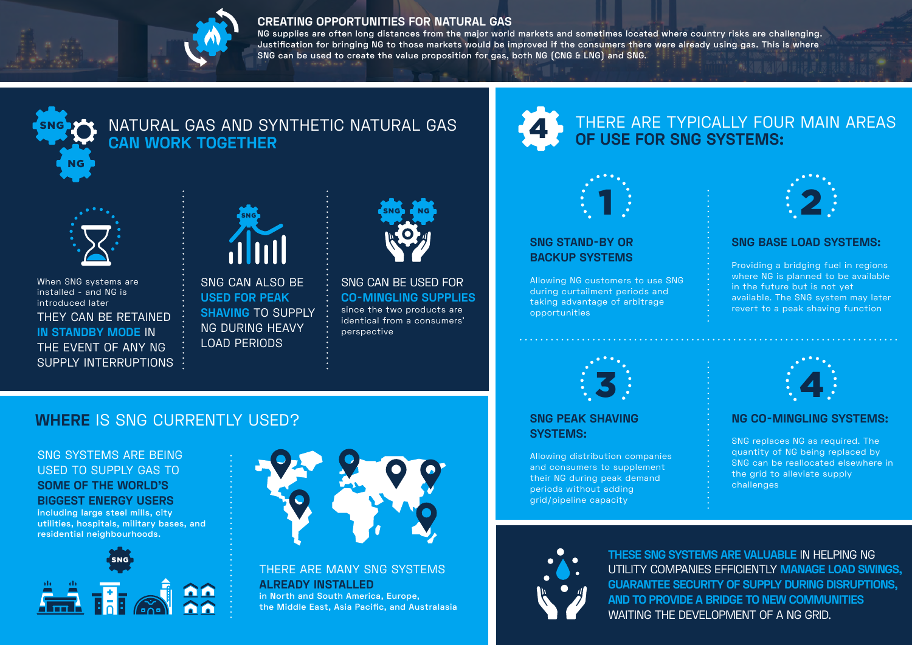## CREATING OPPORTUNITIES FOR NATURAL GAS

NG supplies are often long distances from the major world markets and sometimes located where country risks are challenging. Justification for bringing NG to those markets would be improved if the consumers there were already using gas. This is where SNG can be used to create the value proposition for gas, both NG (CNG & LNG) and SNG.

## NATURAL GAS AND SYNTHETIC NATURAL GAS **CAN WORK TOGETHER**

When SNG systems are installed - and NG is introduced later

THEY CAN BE RETAINED **IN STANDBY MODE** IN THE EVENT OF ANY NG SUPPLY INTERRUPTIONS

SNG CAN ALSO BE **USED FOR PEAK SHAVING** TO SUPPLY NG DURING HEAVY LOAD PERIODS

SNG CAN BE USED FOR **CO-MINGLING SUPPLIES** since the two products are identical from a consumers' perspective

## THERE ARE TYPICALLY FOUR MAIN AREAS **OF USE FOR SNG SYSTEMS:**

### 1. SNG STAND-BY OR BACKUP SYSTEMS

Allowing NG customers to use SNG during curtailment periods and taking advantage of arbitrage opportunities

### 2. SNG BASE LOAD SYSTEMS:

Providing a bridging fuel in regions where NG is planned to be available in the future but is not yet available. The SNG system may later revert to a peak shaving function

### 3. SNG PEAK SHAVING SYSTEMS:

Allowing distribution companies and consumers to supplement their NG during peak demand periods without adding grid/pipeline capacity

### 4. NG CO-MINGLING SYSTEMS:

SNG replaces NG as required. The quantity of NG being replaced by SNG can be reallocated elsewhere in the grid to alleviate supply challenges

## **WHERE** IS SNG CURRENTLY USED?

SNG SYSTEMS ARE BEING USED TO SUPPLY GAS TO **SOME OF THE WORLD'S BIGGEST ENERGY USERS**

**including large steel mills, city utilities, hospitals, military bases, and residential neighbourhoods.**

THERE ARE MANY SNG SYSTEMS **ALREADY INSTALLED**

**in North and South America, Europe, the Middle East, Asia Pacific, and Australasia**

**THESE SNG SYSTEMS ARE VALUABLE** IN HELPING NG UTILITY COMPANIES EFFICIENTLY **MANAGE LOAD SWINGS, GUARANTEE SECURITY OF SUPPLY DURING DISRUPTIONS, AND TO PROVIDE A BRIDGE TO NEW COMMUNITIES** WAITING THE DEVELOPMENT OF A NG GRID.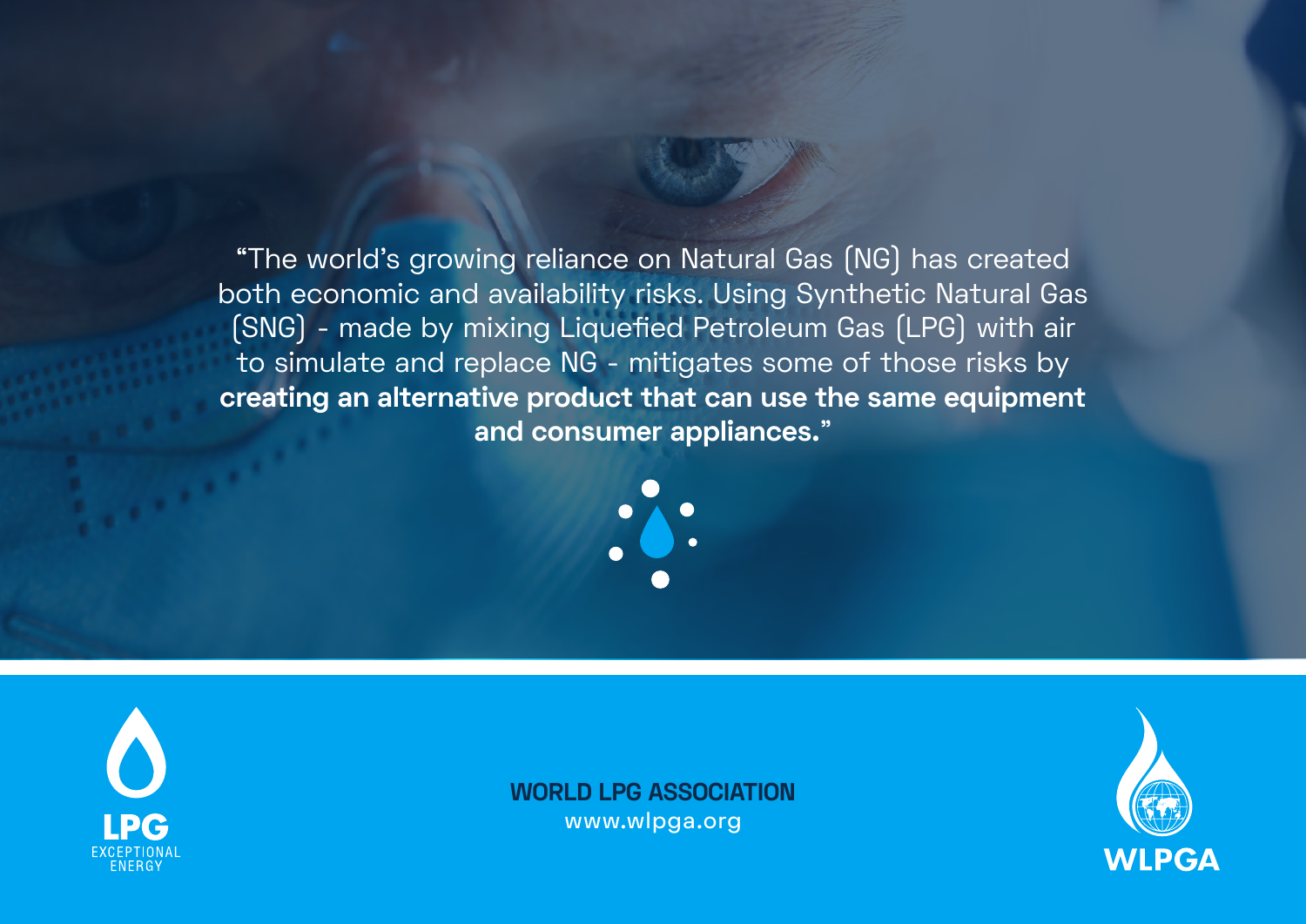"The world's growing reliance on Natural Gas (NG) has created both economic and availability risks. Using Synthetic Natural Gas (SNG) - made by mixing Liquefied Petroleum Gas (LPG) with air to simulate and replace NG - mitigates some of those risks by **creating an alternative product that can use the same equipment and consumer appliances.**"

LPG
EXCEPTIONAL ENERGY

**WORLD LPG ASSOCIATION**
www.wlpga.org

WLPGA